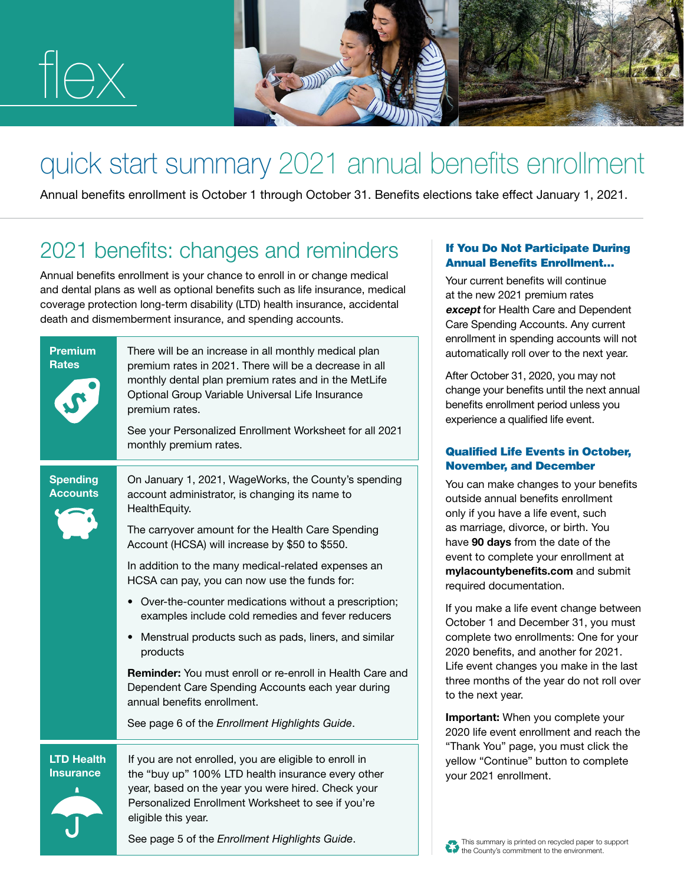flex

# quick start summary 2021 annual benefits enrollment

Annual benefits enrollment is October 1 through October 31. Benefits elections take effect January 1, 2021.

## 2021 benefits: changes and reminders

Annual benefits enrollment is your chance to enroll in or change medical and dental plans as well as optional benefits such as life insurance, medical coverage protection long-term disability (LTD) health insurance, accidental death and dismemberment insurance, and spending accounts.

### Premium Rates

There will be an increase in all monthly medical plan premium rates in 2021. There will be a decrease in all monthly dental plan premium rates and in the MetLife Optional Group Variable Universal Life Insurance premium rates.

See your Personalized Enrollment Worksheet for all 2021 monthly premium rates.

### Spending Accounts

On January 1, 2021, WageWorks, the County's spending account administrator, is changing its name to HealthEquity.

The carryover amount for the Health Care Spending Account (HCSA) will increase by $50 to $550.

In addition to the many medical-related expenses an HCSA can pay, you can now use the funds for:

- Over-the-counter medications without a prescription; examples include cold remedies and fever reducers
- Menstrual products such as pads, liners, and similar products

**Reminder:** You must enroll or re-enroll in Health Care and Dependent Care Spending Accounts each year during annual benefits enrollment.

See page 6 of the *Enrollment Highlights Guide*.

### LTD Health Insurance

If you are not enrolled, you are eligible to enroll in the "buy up" 100% LTD health insurance every other year, based on the year you were hired. Check your Personalized Enrollment Worksheet to see if you're eligible this year.

See page 5 of the *Enrollment Highlights Guide*.

### If You Do Not Participate During Annual Benefits Enrollment…

Your current benefits will continue at the new 2021 premium rates ***except*** for Health Care and Dependent Care Spending Accounts. Any current enrollment in spending accounts will not automatically roll over to the next year.

After October 31, 2020, you may not change your benefits until the next annual benefits enrollment period unless you experience a qualified life event.

### Qualified Life Events in October, November, and December

You can make changes to your benefits outside annual benefits enrollment only if you have a life event, such as marriage, divorce, or birth. You have **90 days** from the date of the event to complete your enrollment at **mylacountybenefits.com** and submit required documentation.

If you make a life event change between October 1 and December 31, you must complete two enrollments: One for your 2020 benefits, and another for 2021. Life event changes you make in the last three months of the year do not roll over to the next year.

**Important:** When you complete your 2020 life event enrollment and reach the "Thank You" page, you must click the yellow "Continue" button to complete your 2021 enrollment.

This summary is printed on recycled paper to support the County's commitment to the environment.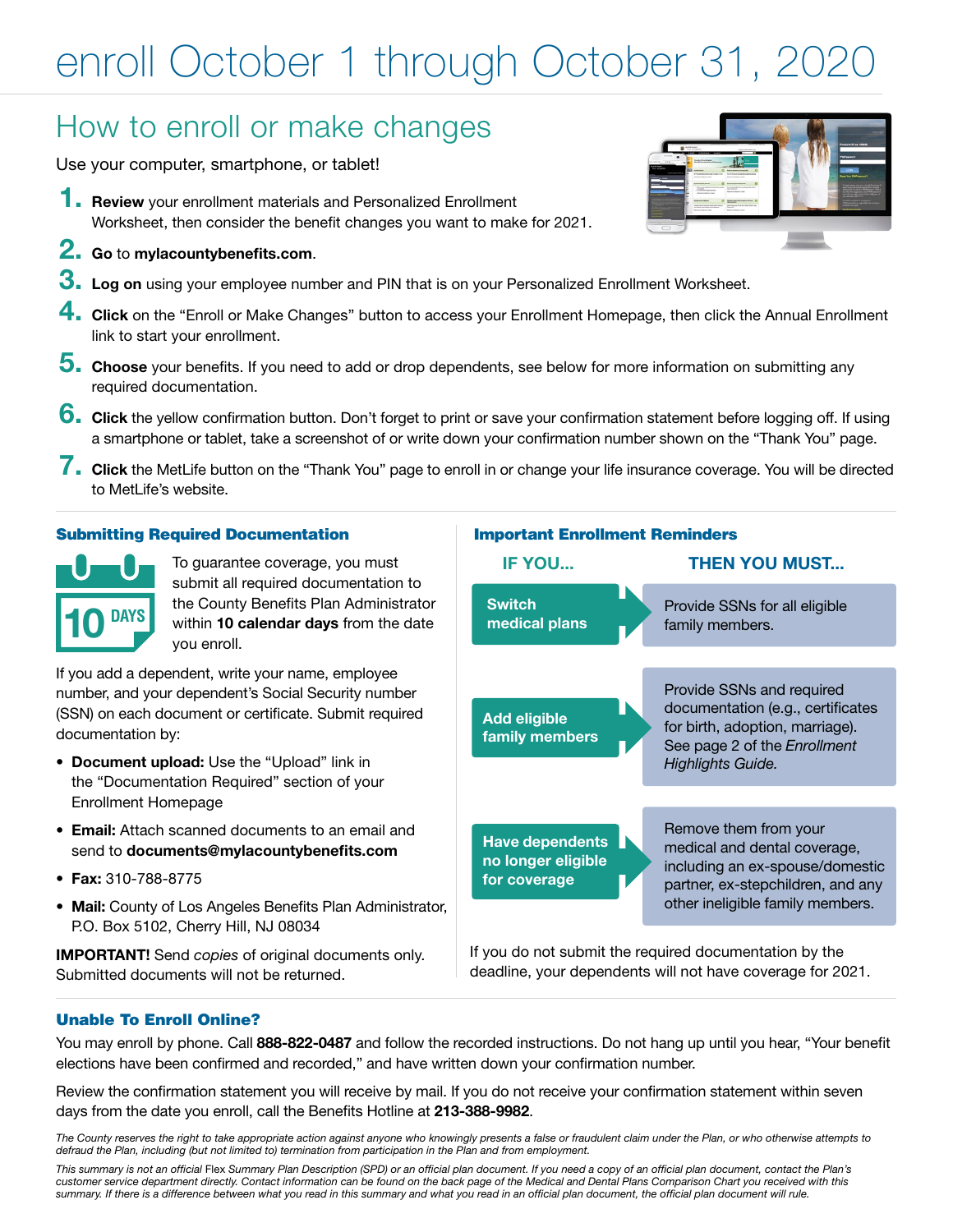# enroll October 1 through October 31, 2020

## How to enroll or make changes

Use your computer, smartphone, or tablet!

1. **Review** your enrollment materials and Personalized Enrollment Worksheet, then consider the benefit changes you want to make for 2021.
2. **Go** to **mylacountybenefits.com**.
3. **Log on** using your employee number and PIN that is on your Personalized Enrollment Worksheet.
4. **Click** on the "Enroll or Make Changes" button to access your Enrollment Homepage, then click the Annual Enrollment link to start your enrollment.
5. **Choose** your benefits. If you need to add or drop dependents, see below for more information on submitting any required documentation.
6. **Click** the yellow confirmation button. Don't forget to print or save your confirmation statement before logging off. If using a smartphone or tablet, take a screenshot of or write down your confirmation number shown on the "Thank You" page.
7. **Click** the MetLife button on the "Thank You" page to enroll in or change your life insurance coverage. You will be directed to MetLife's website.

### Submitting Required Documentation

10 DAYS

To guarantee coverage, you must submit all required documentation to the County Benefits Plan Administrator within **10 calendar days** from the date you enroll.

If you add a dependent, write your name, employee number, and your dependent's Social Security number (SSN) on each document or certificate. Submit required documentation by:

- **Document upload:** Use the "Upload" link in the "Documentation Required" section of your Enrollment Homepage
- **Email:** Attach scanned documents to an email and send to **documents@mylacountybenefits.com**
- **Fax:** 310-788-8775
- **Mail:** County of Los Angeles Benefits Plan Administrator, P.O. Box 5102, Cherry Hill, NJ 08034

**IMPORTANT!** Send *copies* of original documents only. Submitted documents will not be returned.

### Important Enrollment Reminders

| IF YOU... | THEN YOU MUST... |
|---|---|
| Switch medical plans | Provide SSNs for all eligible family members. |
| Add eligible family members | Provide SSNs and required documentation (e.g., certificates for birth, adoption, marriage). See page 2 of the *Enrollment Highlights Guide.* |
| Have dependents no longer eligible for coverage | Remove them from your medical and dental coverage, including an ex-spouse/domestic partner, ex-stepchildren, and any other ineligible family members. |

If you do not submit the required documentation by the deadline, your dependents will not have coverage for 2021.

### Unable To Enroll Online?

You may enroll by phone. Call **888-822-0487** and follow the recorded instructions. Do not hang up until you hear, "Your benefit elections have been confirmed and recorded," and have written down your confirmation number.

Review the confirmation statement you will receive by mail. If you do not receive your confirmation statement within seven days from the date you enroll, call the Benefits Hotline at **213-388-9982**.

*The County reserves the right to take appropriate action against anyone who knowingly presents a false or fraudulent claim under the Plan, or who otherwise attempts to defraud the Plan, including (but not limited to) termination from participation in the Plan and from employment.*

*This summary is not an official Flex Summary Plan Description (SPD) or an official plan document. If you need a copy of an official plan document, contact the Plan's customer service department directly. Contact information can be found on the back page of the Medical and Dental Plans Comparison Chart you received with this summary. If there is a difference between what you read in this summary and what you read in an official plan document, the official plan document will rule.*